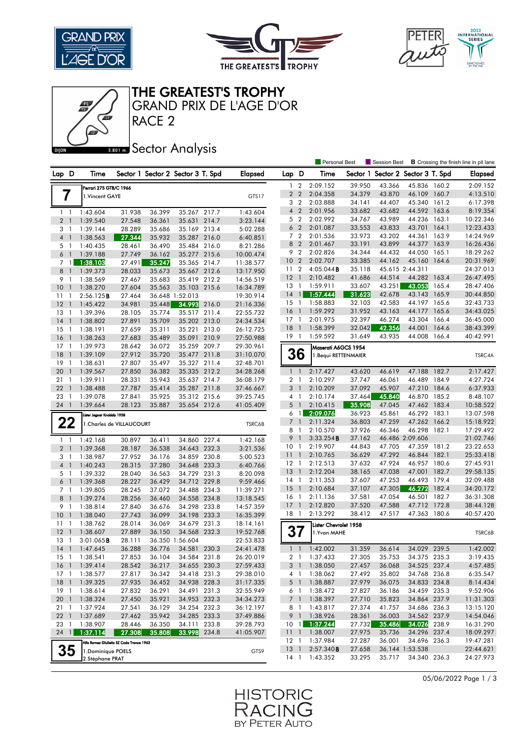# THE GREATEST'S TROPHY

## GRAND PRIX DE L'AGE D'OR

## RACE 2

### Sector Analysis

Dijon 3.801 m.

Personal Best | Session Best | **B** Crossing the finish line in pit lane

**7** — Ferrari 275 GTB/C 1966 — 1.Vincent GAYE — GTS17

| Lap | D | Time | Sector 1 | Sector 2 | Sector 3 | T. Spd | Elapsed |
|---|---|---|---|---|---|---|---|
| 1 | 1 | 1:43.604 | 31.938 | 36.399 | 35.267 | 217.7 | 1:43.604 |
| 2 | 1 | 1:39.540 | 27.548 | 36.361 | 35.631 | 214.7 | 3:23.144 |
| 3 | 1 | 1:39.144 | 28.289 | 35.686 | 35.169 | 213.4 | 5:02.288 |
| 4 | 1 | 1:38.563 | 27.344 | 35.932 | 35.287 | 216.0 | 6:40.851 |
| 5 | 1 | 1:40.435 | 28.461 | 36.490 | 35.484 | 216.0 | 8:21.286 |
| 6 | 1 | 1:39.188 | 27.749 | 36.162 | 35.277 | 215.6 | 10:00.474 |
| 7 | 1 | 1:38.103 | 27.491 | 35.247 | 35.365 | 214.7 | 11:38.577 |
| 8 | 1 | 1:39.373 | 28.033 | 35.673 | 35.667 | 212.6 | 13:17.950 |
| 9 | 1 | 1:38.569 | 27.467 | 35.683 | 35.419 | 212.2 | 14:56.519 |
| 10 | 1 | 1:38.270 | 27.604 | 35.563 | 35.103 | 215.6 | 16:34.789 |
| 11 | 1 | 2:56.125**B** | 27.464 | 36.648 | 1:52.013 | | 19:30.914 |
| 12 | 1 | 1:45.422 | 34.981 | 35.448 | 34.993 | 216.0 | 21:16.336 |
| 13 | 1 | 1:39.396 | 28.105 | 35.774 | 35.517 | 211.4 | 22:55.732 |
| 14 | 1 | 1:38.802 | 27.891 | 35.709 | 35.202 | 213.0 | 24:34.534 |
| 15 | 1 | 1:38.191 | 27.659 | 35.311 | 35.221 | 213.0 | 26:12.725 |
| 16 | 1 | 1:38.263 | 27.683 | 35.489 | 35.091 | 210.9 | 27:50.988 |
| 17 | 1 | 1:39.973 | 28.642 | 36.072 | 35.259 | 209.7 | 29:30.961 |
| 18 | 1 | 1:39.109 | 27.912 | 35.720 | 35.477 | 211.8 | 31:10.070 |
| 19 | 1 | 1:38.631 | 27.807 | 35.497 | 35.327 | 211.4 | 32:48.701 |
| 20 | 1 | 1:39.567 | 27.850 | 36.382 | 35.335 | 212.2 | 34:28.268 |
| 21 | 1 | 1:39.911 | 28.331 | 35.943 | 35.637 | 214.7 | 36:08.179 |
| 22 | 1 | 1:38.488 | 27.787 | 35.414 | 35.287 | 211.8 | 37:46.667 |
| 23 | 1 | 1:39.078 | 27.841 | 35.925 | 35.312 | 215.6 | 39:25.745 |
| 24 | 1 | 1:39.664 | 28.123 | 35.887 | 35.654 | 212.6 | 41:05.409 |

**22** — Lister Jaguar Knobbly 1958 — 1.Charles de VILLAUCOURT — TSRC6B

| Lap | D | Time | Sector 1 | Sector 2 | Sector 3 | T. Spd | Elapsed |
|---|---|---|---|---|---|---|---|
| 1 | 1 | 1:42.168 | 30.897 | 36.411 | 34.860 | 227.4 | 1:42.168 |
| 2 | 1 | 1:39.368 | 28.187 | 36.538 | 34.643 | 232.3 | 3:21.536 |
| 3 | 1 | 1:38.987 | 27.952 | 36.176 | 34.859 | 230.8 | 5:00.523 |
| 4 | 1 | 1:40.243 | 28.315 | 37.280 | 34.648 | 233.3 | 6:40.766 |
| 5 | 1 | 1:39.332 | 28.040 | 36.563 | 34.729 | 231.3 | 8:20.098 |
| 6 | 1 | 1:39.368 | 28.227 | 36.429 | 34.712 | 229.8 | 9:59.466 |
| 7 | 1 | 1:39.805 | 28.245 | 37.072 | 34.488 | 234.3 | 11:39.271 |
| 8 | 1 | 1:39.274 | 28.256 | 36.460 | 34.558 | 234.8 | 13:18.545 |
| 9 | 1 | 1:38.814 | 27.840 | 36.676 | 34.298 | 233.8 | 14:57.359 |
| 10 | 1 | 1:38.040 | 27.743 | 36.099 | 34.198 | 233.3 | 16:35.399 |
| 11 | 1 | 1:38.762 | 28.014 | 36.069 | 34.679 | 231.3 | 18:14.161 |
| 12 | 1 | 1:38.607 | 27.889 | 36.150 | 34.568 | 232.3 | 19:52.768 |
| 13 | 1 | 3:01.065**B** | 28.111 | 36.350 | 1:56.604 | | 22:53.833 |
| 14 | 1 | 1:47.645 | 36.288 | 36.776 | 34.581 | 230.3 | 24:41.478 |
| 15 | 1 | 1:38.541 | 27.853 | 36.104 | 34.584 | 231.8 | 26:20.019 |
| 16 | 1 | 1:39.414 | 28.542 | 36.217 | 34.655 | 230.3 | 27:59.433 |
| 17 | 1 | 1:38.577 | 27.817 | 36.342 | 34.418 | 231.3 | 29:38.010 |
| 18 | 1 | 1:39.325 | 27.935 | 36.452 | 34.938 | 228.3 | 31:17.335 |
| 19 | 1 | 1:38.614 | 27.832 | 36.291 | 34.491 | 231.3 | 32:55.949 |
| 20 | 1 | 1:38.324 | 27.450 | 35.921 | 34.953 | 232.3 | 34:34.273 |
| 21 | 1 | 1:37.924 | 27.541 | 36.129 | 34.254 | 232.3 | 36:12.197 |
| 22 | 1 | 1:37.689 | 27.462 | 35.942 | 34.285 | 233.3 | 37:49.886 |
| 23 | 1 | 1:38.907 | 28.446 | 36.350 | 34.111 | 233.8 | 39:28.793 |
| 24 | 1 | 1:37.114 | 27.308 | 35.808 | 33.998 | 234.8 | 41:05.907 |

**35** — Alfa Romeo Giulietta SZ Coda Tronca 1962 — 1.Dominique POELS, 2.Stéphane PRAT — GTS9

| Lap | D | Time | Sector 1 | Sector 2 | Sector 3 | T. Spd | Elapsed |
|---|---|---|---|---|---|---|---|
| 1 | 2 | 2:09.152 | 39.950 | 43.366 | 45.836 | 160.2 | 2:09.152 |
| 2 | 2 | 2:04.358 | 34.379 | 43.870 | 46.109 | 160.7 | 4:13.510 |
| 3 | 2 | 2:03.888 | 34.141 | 44.407 | 45.340 | 161.2 | 6:17.398 |
| 4 | 2 | 2:01.956 | 33.682 | 43.682 | 44.592 | 163.6 | 8:19.354 |
| 5 | 2 | 2:02.992 | 34.767 | 43.989 | 44.236 | 163.1 | 10:22.346 |
| 6 | 2 | 2:01.087 | 33.553 | 43.833 | 43.701 | 164.1 | 12:23.433 |
| 7 | 2 | 2:01.536 | 33.973 | 43.202 | 44.361 | 163.9 | 14:24.969 |
| 8 | 2 | 2:01.467 | 33.191 | 43.899 | 44.377 | 163.9 | 16:26.436 |
| 9 | 2 | 2:02.826 | 34.344 | 44.432 | 44.050 | 165.1 | 18:29.262 |
| 10 | 2 | 2:02.707 | 33.385 | 44.162 | 45.160 | 164.6 | 20:31.969 |
| 11 | 2 | 4:05.044**B** | 35.118 | 45.615 | 2:44.311 | | 24:37.013 |
| 12 | 1 | 2:10.482 | 41.686 | 44.514 | 44.282 | 163.4 | 26:47.495 |
| 13 | 1 | 1:59.911 | 33.607 | 43.251 | 43.053 | 165.4 | 28:47.406 |
| 14 | 1 | 1:57.444 | 31.623 | 42.678 | 43.143 | 165.9 | 30:44.850 |
| 15 | 1 | 1:58.883 | 32.103 | 42.583 | 44.197 | 165.6 | 32:43.733 |
| 16 | 1 | 1:59.292 | 31.952 | 43.163 | 44.177 | 165.6 | 34:43.025 |
| 17 | 1 | 2:01.975 | 32.397 | 46.274 | 43.304 | 166.4 | 36:45.000 |
| 18 | 1 | 1:58.399 | 32.042 | 42.356 | 44.001 | 164.6 | 38:43.399 |
| 19 | 1 | 1:59.592 | 31.649 | 43.935 | 44.008 | 166.4 | 40:42.991 |

**36** — Maserati A6GCS 1954 — 1.Bequi RETTENMAIER — TSRC4A

| Lap | D | Time | Sector 1 | Sector 2 | Sector 3 | T. Spd | Elapsed |
|---|---|---|---|---|---|---|---|
| 1 | 1 | 2:17.427 | 43.620 | 46.619 | 47.188 | 182.7 | 2:17.427 |
| 2 | 1 | 2:10.297 | 37.747 | 46.061 | 46.489 | 184.9 | 4:27.724 |
| 3 | 1 | 2:10.209 | 37.092 | 45.907 | 47.210 | 184.6 | 6:37.933 |
| 4 | 1 | 2:10.174 | 37.464 | 45.840 | 46.870 | 185.2 | 8:48.107 |
| 5 | 1 | 2:10.415 | 35.908 | 47.045 | 47.462 | 183.4 | 10:58.522 |
| 6 | 1 | 2:09.076 | 36.923 | 45.861 | 46.292 | 183.1 | 13:07.598 |
| 7 | 1 | 2:11.324 | 36.803 | 47.259 | 47.262 | 166.2 | 15:18.922 |
| 8 | 1 | 2:10.570 | 37.926 | 46.346 | 46.298 | 182.1 | 17:29.492 |
| 9 | 1 | 3:33.254**B** | 37.162 | 46.486 | 2:09.606 | | 21:02.746 |
| 10 | 1 | 2:19.907 | 44.843 | 47.705 | 47.359 | 181.2 | 23:22.653 |
| 11 | 1 | 2:10.765 | 36.629 | 47.292 | 46.844 | 182.1 | 25:33.418 |
| 12 | 1 | 2:12.513 | 37.632 | 47.924 | 46.957 | 180.6 | 27:45.931 |
| 13 | 1 | 2:12.204 | 38.165 | 47.038 | 47.001 | 182.7 | 29:58.135 |
| 14 | 1 | 2:11.353 | 37.607 | 47.253 | 46.493 | 179.4 | 32:09.488 |
| 15 | 1 | 2:10.684 | 37.107 | 47.305 | 46.272 | 182.4 | 34:20.172 |
| 16 | 1 | 2:11.136 | 37.581 | 47.054 | 46.501 | 182.7 | 36:31.308 |
| 17 | 1 | 2:12.820 | 37.520 | 47.588 | 47.712 | 172.8 | 38:44.128 |
| 18 | 1 | 2:13.292 | 38.412 | 47.517 | 47.363 | 180.6 | 40:57.420 |

**37** — Lister Chevrolet 1958 — 1.Yvan MAHE — TSRC6B

| Lap | D | Time | Sector 1 | Sector 2 | Sector 3 | T. Spd | Elapsed |
|---|---|---|---|---|---|---|---|
| 1 | 1 | 1:42.002 | 31.359 | 36.614 | 34.029 | 239.5 | 1:42.002 |
| 2 | 1 | 1:37.433 | 27.305 | 35.753 | 34.375 | 235.3 | 3:19.435 |
| 3 | 1 | 1:38.050 | 27.457 | 36.068 | 34.525 | 237.4 | 4:57.485 |
| 4 | 1 | 1:38.062 | 27.492 | 35.802 | 34.768 | 236.8 | 6:35.547 |
| 5 | 1 | 1:38.887 | 27.979 | 36.075 | 34.833 | 234.8 | 8:14.434 |
| 6 | 1 | 1:38.472 | 27.827 | 36.186 | 34.459 | 235.3 | 9:52.906 |
| 7 | 1 | 1:38.397 | 27.710 | 35.823 | 34.864 | 237.9 | 11:31.303 |
| 8 | 1 | 1:43.817 | 27.374 | 41.757 | 34.686 | 236.3 | 13:15.120 |
| 9 | 1 | 1:38.926 | 28.361 | 36.003 | 34.562 | 237.9 | 14:54.046 |
| 10 | 1 | 1:37.244 | 27.732 | 35.486 | 34.026 | 238.9 | 16:31.290 |
| 11 | 1 | 1:38.007 | 27.975 | 35.736 | 34.296 | 237.4 | 18:09.297 |
| 12 | 1 | 1:37.984 | 27.287 | 36.001 | 34.696 | 236.3 | 19:47.281 |
| 13 | 1 | 2:57.340**B** | 27.658 | 36.144 | 1:53.538 | | 22:44.621 |
| 14 | 1 | 1:43.352 | 33.295 | 35.717 | 34.340 | 236.3 | 24:27.973 |

05/06/2022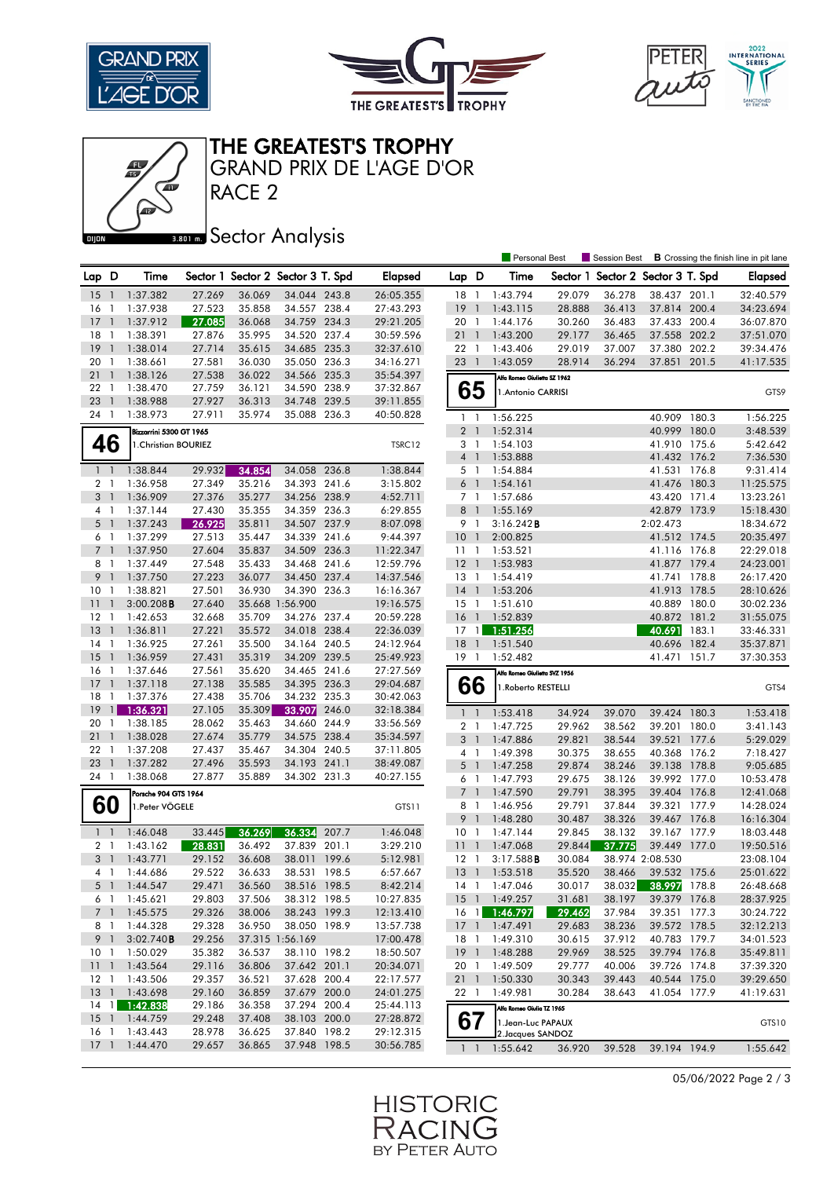# THE GREATEST'S TROPHY
## GRAND PRIX DE L'AGE D'OR
## RACE 2

### Sector Analysis

Personal Best | Session Best | **B** Crossing the finish line in pit lane

| Lap | D | Time | Sector 1 | Sector 2 | Sector 3 | T. Spd | Elapsed |
|---|---|---|---|---|---|---|---|
| 15 | 1 | 1:37.382 | 27.269 | 36.069 | 34.044 | 243.8 | 26:05.355 |
| 16 | 1 | 1:37.938 | 27.523 | 35.858 | 34.557 | 238.4 | 27:43.293 |
| 17 | 1 | 1:37.912 | 27.085 | 36.068 | 34.759 | 234.3 | 29:21.205 |
| 18 | 1 | 1:38.391 | 27.876 | 35.995 | 34.520 | 237.4 | 30:59.596 |
| 19 | 1 | 1:38.014 | 27.714 | 35.615 | 34.685 | 235.3 | 32:37.610 |
| 20 | 1 | 1:38.661 | 27.581 | 36.030 | 35.050 | 236.3 | 34:16.271 |
| 21 | 1 | 1:38.126 | 27.538 | 36.022 | 34.566 | 235.3 | 35:54.397 |
| 22 | 1 | 1:38.470 | 27.759 | 36.121 | 34.590 | 238.9 | 37:32.867 |
| 23 | 1 | 1:38.988 | 27.927 | 36.313 | 34.748 | 239.5 | 39:11.855 |
| 24 | 1 | 1:38.973 | 27.911 | 35.974 | 35.088 | 236.3 | 40:50.828 |

**46** — Bizzarrini 5300 GT 1965 — 1.Christian BOURIEZ — TSRC12

| Lap | D | Time | Sector 1 | Sector 2 | Sector 3 | T. Spd | Elapsed |
|---|---|---|---|---|---|---|---|
| 1 | 1 | 1:38.844 | 29.932 | 34.854 | 34.058 | 236.8 | 1:38.844 |
| 2 | 1 | 1:36.958 | 27.349 | 35.216 | 34.393 | 241.6 | 3:15.802 |
| 3 | 1 | 1:36.909 | 27.376 | 35.277 | 34.256 | 238.9 | 4:52.711 |
| 4 | 1 | 1:37.144 | 27.430 | 35.355 | 34.359 | 236.3 | 6:29.855 |
| 5 | 1 | 1:37.243 | 26.925 | 35.811 | 34.507 | 237.9 | 8:07.098 |
| 6 | 1 | 1:37.299 | 27.513 | 35.447 | 34.339 | 241.6 | 9:44.397 |
| 7 | 1 | 1:37.950 | 27.604 | 35.837 | 34.509 | 236.3 | 11:22.347 |
| 8 | 1 | 1:37.449 | 27.548 | 35.433 | 34.468 | 241.6 | 12:59.796 |
| 9 | 1 | 1:37.750 | 27.223 | 36.077 | 34.450 | 237.4 | 14:37.546 |
| 10 | 1 | 1:38.821 | 27.501 | 36.930 | 34.390 | 236.3 | 16:16.367 |
| 11 | 1 | 3:00.208 **B** | 27.640 | 35.668 | 1:56.900 | | 19:16.575 |
| 12 | 1 | 1:42.653 | 32.668 | 35.709 | 34.276 | 237.4 | 20:59.228 |
| 13 | 1 | 1:36.811 | 27.221 | 35.572 | 34.018 | 238.4 | 22:36.039 |
| 14 | 1 | 1:36.925 | 27.261 | 35.500 | 34.164 | 240.5 | 24:12.964 |
| 15 | 1 | 1:36.959 | 27.431 | 35.319 | 34.209 | 239.5 | 25:49.923 |
| 16 | 1 | 1:37.646 | 27.561 | 35.620 | 34.465 | 241.6 | 27:27.569 |
| 17 | 1 | 1:37.118 | 27.138 | 35.585 | 34.395 | 236.3 | 29:04.687 |
| 18 | 1 | 1:37.376 | 27.438 | 35.706 | 34.232 | 235.3 | 30:42.063 |
| 19 | 1 | 1:36.321 | 27.105 | 35.309 | 33.907 | 246.0 | 32:18.384 |
| 20 | 1 | 1:38.185 | 28.062 | 35.463 | 34.660 | 244.9 | 33:56.569 |
| 21 | 1 | 1:38.028 | 27.674 | 35.779 | 34.575 | 238.4 | 35:34.597 |
| 22 | 1 | 1:37.208 | 27.437 | 35.467 | 34.304 | 240.5 | 37:11.805 |
| 23 | 1 | 1:37.282 | 27.496 | 35.593 | 34.193 | 241.1 | 38:49.087 |
| 24 | 1 | 1:38.068 | 27.877 | 35.889 | 34.302 | 231.3 | 40:27.155 |

**60** — Porsche 904 GTS 1964 — 1.Peter VÖGELE — GTS11

| Lap | D | Time | Sector 1 | Sector 2 | Sector 3 | T. Spd | Elapsed |
|---|---|---|---|---|---|---|---|
| 1 | 1 | 1:46.048 | 33.445 | 36.269 | 36.334 | 207.7 | 1:46.048 |
| 2 | 1 | 1:43.162 | 28.831 | 36.492 | 37.839 | 201.1 | 3:29.210 |
| 3 | 1 | 1:43.771 | 29.152 | 36.608 | 38.011 | 199.6 | 5:12.981 |
| 4 | 1 | 1:44.686 | 29.522 | 36.633 | 38.531 | 198.5 | 6:57.667 |
| 5 | 1 | 1:44.547 | 29.471 | 36.560 | 38.516 | 198.5 | 8:42.214 |
| 6 | 1 | 1:45.621 | 29.803 | 37.506 | 38.312 | 198.5 | 10:27.835 |
| 7 | 1 | 1:45.575 | 29.326 | 38.006 | 38.243 | 199.3 | 12:13.410 |
| 8 | 1 | 1:44.328 | 29.328 | 36.950 | 38.050 | 198.9 | 13:57.738 |
| 9 | 1 | 3:02.740 **B** | 29.256 | 37.315 | 1:56.169 | | 17:00.478 |
| 10 | 1 | 1:50.029 | 35.382 | 36.537 | 38.110 | 198.2 | 18:50.507 |
| 11 | 1 | 1:43.564 | 29.116 | 36.806 | 37.642 | 201.1 | 20:34.071 |
| 12 | 1 | 1:43.506 | 29.357 | 36.521 | 37.628 | 200.4 | 22:17.577 |
| 13 | 1 | 1:43.698 | 29.160 | 36.859 | 37.679 | 200.0 | 24:01.275 |
| 14 | 1 | 1:42.838 | 29.186 | 36.358 | 37.294 | 200.4 | 25:44.113 |
| 15 | 1 | 1:44.759 | 29.248 | 37.408 | 38.103 | 200.0 | 27:28.872 |
| 16 | 1 | 1:43.443 | 28.978 | 36.625 | 37.840 | 198.2 | 29:12.315 |
| 17 | 1 | 1:44.470 | 29.657 | 36.865 | 37.948 | 198.5 | 30:56.785 |
| 18 | 1 | 1:43.794 | 29.079 | 36.278 | 38.437 | 201.1 | 32:40.579 |
| 19 | 1 | 1:43.115 | 28.888 | 36.413 | 37.814 | 200.4 | 34:23.694 |
| 20 | 1 | 1:44.176 | 30.260 | 36.483 | 37.433 | 200.4 | 36:07.870 |
| 21 | 1 | 1:43.200 | 29.177 | 36.465 | 37.558 | 202.2 | 37:51.070 |
| 22 | 1 | 1:43.406 | 29.019 | 37.007 | 37.380 | 202.2 | 39:34.476 |
| 23 | 1 | 1:43.059 | 28.914 | 36.294 | 37.851 | 201.5 | 41:17.535 |

**65** — Alfa Romeo Giulietta SZ 1962 — 1.Antonio CARRISI — GTS9

| Lap | D | Time | Sector 1 | Sector 2 | Sector 3 | T. Spd | Elapsed |
|---|---|---|---|---|---|---|---|
| 1 | 1 | 1:56.225 | | | 40.909 | 180.3 | 1:56.225 |
| 2 | 1 | 1:52.314 | | | 40.999 | 180.0 | 3:48.539 |
| 3 | 1 | 1:54.103 | | | 41.910 | 175.6 | 5:42.642 |
| 4 | 1 | 1:53.888 | | | 41.432 | 176.2 | 7:36.530 |
| 5 | 1 | 1:54.884 | | | 41.531 | 176.8 | 9:31.414 |
| 6 | 1 | 1:54.161 | | | 41.476 | 180.3 | 11:25.575 |
| 7 | 1 | 1:57.686 | | | 43.420 | 171.4 | 13:23.261 |
| 8 | 1 | 1:55.169 | | | 42.879 | 173.9 | 15:18.430 |
| 9 | 1 | 3:16.242 **B** | | | 2:02.473 | | 18:34.672 |
| 10 | 1 | 2:00.825 | | | 41.512 | 174.5 | 20:35.497 |
| 11 | 1 | 1:53.521 | | | 41.116 | 176.8 | 22:29.018 |
| 12 | 1 | 1:53.983 | | | 41.877 | 179.4 | 24:23.001 |
| 13 | 1 | 1:54.419 | | | 41.741 | 178.8 | 26:17.420 |
| 14 | 1 | 1:53.206 | | | 41.913 | 178.5 | 28:10.626 |
| 15 | 1 | 1:51.610 | | | 40.889 | 180.0 | 30:02.236 |
| 16 | 1 | 1:52.839 | | | 40.872 | 181.2 | 31:55.075 |
| 17 | 1 | 1:51.256 | | | 40.691 | 183.1 | 33:46.331 |
| 18 | 1 | 1:51.540 | | | 40.696 | 182.4 | 35:37.871 |
| 19 | 1 | 1:52.482 | | | 41.471 | 151.7 | 37:30.353 |

**66** — Alfa Romeo Giulietta SVZ 1956 — 1.Roberto RESTELLI — GTS4

| Lap | D | Time | Sector 1 | Sector 2 | Sector 3 | T. Spd | Elapsed |
|---|---|---|---|---|---|---|---|
| 1 | 1 | 1:53.418 | 34.924 | 39.070 | 39.424 | 180.3 | 1:53.418 |
| 2 | 1 | 1:47.725 | 29.962 | 38.562 | 39.201 | 180.0 | 3:41.143 |
| 3 | 1 | 1:47.886 | 29.821 | 38.544 | 39.521 | 177.6 | 5:29.029 |
| 4 | 1 | 1:49.398 | 30.375 | 38.655 | 40.368 | 176.2 | 7:18.427 |
| 5 | 1 | 1:47.258 | 29.874 | 38.246 | 39.138 | 178.8 | 9:05.685 |
| 6 | 1 | 1:47.793 | 29.675 | 38.126 | 39.992 | 177.0 | 10:53.478 |
| 7 | 1 | 1:47.590 | 29.791 | 38.395 | 39.404 | 176.8 | 12:41.068 |
| 8 | 1 | 1:46.956 | 29.791 | 37.844 | 39.321 | 177.9 | 14:28.024 |
| 9 | 1 | 1:48.280 | 30.487 | 38.326 | 39.467 | 176.8 | 16:16.304 |
| 10 | 1 | 1:47.144 | 29.845 | 38.132 | 39.167 | 177.9 | 18:03.448 |
| 11 | 1 | 1:47.068 | 29.844 | 37.775 | 39.449 | 177.0 | 19:50.516 |
| 12 | 1 | 3:17.588 **B** | 30.084 | 38.974 | 2:08.530 | | 23:08.104 |
| 13 | 1 | 1:53.518 | 35.520 | 38.466 | 39.532 | 175.6 | 25:01.622 |
| 14 | 1 | 1:47.046 | 30.017 | 38.032 | 38.997 | 178.8 | 26:48.668 |
| 15 | 1 | 1:49.257 | 31.681 | 38.197 | 39.379 | 176.8 | 28:37.925 |
| 16 | 1 | 1:46.797 | 29.462 | 37.984 | 39.351 | 177.3 | 30:24.722 |
| 17 | 1 | 1:47.491 | 29.683 | 38.236 | 39.572 | 178.5 | 32:12.213 |
| 18 | 1 | 1:49.310 | 30.615 | 37.912 | 40.783 | 179.7 | 34:01.523 |
| 19 | 1 | 1:48.288 | 29.969 | 38.525 | 39.794 | 176.8 | 35:49.811 |
| 20 | 1 | 1:49.509 | 29.777 | 40.006 | 39.726 | 174.8 | 37:39.320 |
| 21 | 1 | 1:50.330 | 30.343 | 39.443 | 40.544 | 175.0 | 39:29.650 |
| 22 | 1 | 1:49.981 | 30.284 | 38.643 | 41.054 | 177.9 | 41:19.631 |

**67** — Alfa Romeo Giulia TZ 1965 — 1.Jean-Luc PAPAUX, 2.Jacques SANDOZ — GTS10

| Lap | D | Time | Sector 1 | Sector 2 | Sector 3 | T. Spd | Elapsed |
|---|---|---|---|---|---|---|---|
| 1 | 1 | 1:55.642 | 36.920 | 39.528 | 39.194 | 194.9 | 1:55.642 |

05/06/2022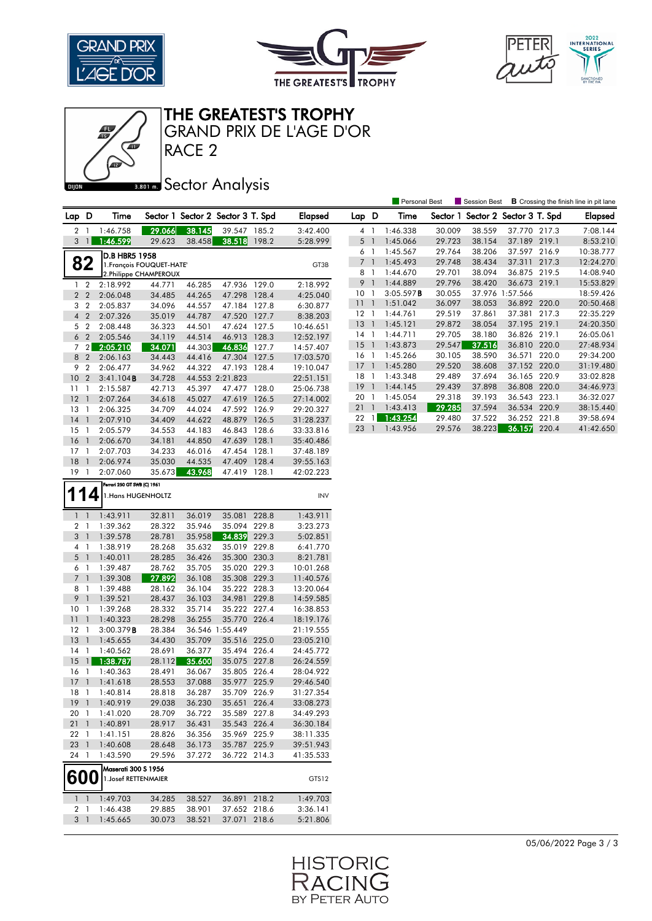# THE GREATEST'S TROPHY

## GRAND PRIX DE L'AGE D'OR

## RACE 2

### Sector Analysis

Personal Best | Session Best | **B** Crossing the finish line in pit lane

| Lap | D | Time | Sector 1 | Sector 2 | Sector 3 | T. Spd | Elapsed |
|---|---|---|---|---|---|---|---|
| 2 | 1 | 1:46.758 | 29.066 | 38.145 | 39.547 | 185.2 | 3:42.400 |
| 3 | 1 | 1:46.599 | 29.623 | 38.458 | 38.518 | 198.2 | 5:28.999 |

**82** D.B HBR5 1958 — 1.François FOUQUET-HATE' / 2.Philippe CHAMPEROUX — GT3B

| Lap | D | Time | Sector 1 | Sector 2 | Sector 3 | T. Spd | Elapsed |
|---|---|---|---|---|---|---|---|
| 1 | 2 | 2:18.992 | 44.771 | 46.285 | 47.936 | 129.0 | 2:18.992 |
| 2 | 2 | 2:06.048 | 34.485 | 44.265 | 47.298 | 128.4 | 4:25.040 |
| 3 | 2 | 2:05.837 | 34.096 | 44.557 | 47.184 | 127.8 | 6:30.877 |
| 4 | 2 | 2:07.326 | 35.019 | 44.787 | 47.520 | 127.7 | 8:38.203 |
| 5 | 2 | 2:08.448 | 36.323 | 44.501 | 47.624 | 127.5 | 10:46.651 |
| 6 | 2 | 2:05.546 | 34.119 | 44.514 | 46.913 | 128.3 | 12:52.197 |
| 7 | 2 | 2:05.210 | 34.071 | 44.303 | 46.836 | 127.7 | 14:57.407 |
| 8 | 2 | 2:06.163 | 34.443 | 44.416 | 47.304 | 127.5 | 17:03.570 |
| 9 | 2 | 2:06.477 | 34.962 | 44.322 | 47.193 | 128.4 | 19:10.047 |
| 10 | 2 | 3:41.104 **B** | 34.728 | 44.553 | 2:21.823 | | 22:51.151 |
| 11 | 1 | 2:15.587 | 42.713 | 45.397 | 47.477 | 128.0 | 25:06.738 |
| 12 | 1 | 2:07.264 | 34.618 | 45.027 | 47.619 | 126.5 | 27:14.002 |
| 13 | 1 | 2:06.325 | 34.709 | 44.024 | 47.592 | 126.9 | 29:20.327 |
| 14 | 1 | 2:07.910 | 34.409 | 44.622 | 48.879 | 126.5 | 31:28.237 |
| 15 | 1 | 2:05.579 | 34.553 | 44.183 | 46.843 | 128.6 | 33:33.816 |
| 16 | 1 | 2:06.670 | 34.181 | 44.850 | 47.639 | 128.1 | 35:40.486 |
| 17 | 1 | 2:07.703 | 34.233 | 46.016 | 47.454 | 128.1 | 37:48.189 |
| 18 | 1 | 2:06.974 | 35.030 | 44.535 | 47.409 | 128.4 | 39:55.163 |
| 19 | 1 | 2:07.060 | 35.673 | 43.968 | 47.419 | 128.1 | 42:02.223 |

**114** Ferrari 250 GT SWB (C) 1961 — 1.Hans HUGENHOLTZ — INV

| Lap | D | Time | Sector 1 | Sector 2 | Sector 3 | T. Spd | Elapsed |
|---|---|---|---|---|---|---|---|
| 1 | 1 | 1:43.911 | 32.811 | 36.019 | 35.081 | 228.8 | 1:43.911 |
| 2 | 1 | 1:39.362 | 28.322 | 35.946 | 35.094 | 229.8 | 3:23.273 |
| 3 | 1 | 1:39.578 | 28.781 | 35.958 | 34.839 | 229.3 | 5:02.851 |
| 4 | 1 | 1:38.919 | 28.268 | 35.632 | 35.019 | 229.8 | 6:41.770 |
| 5 | 1 | 1:40.011 | 28.285 | 36.426 | 35.300 | 230.3 | 8:21.781 |
| 6 | 1 | 1:39.487 | 28.762 | 35.705 | 35.020 | 229.3 | 10:01.268 |
| 7 | 1 | 1:39.308 | 27.892 | 36.108 | 35.308 | 229.3 | 11:40.576 |
| 8 | 1 | 1:39.488 | 28.162 | 36.104 | 35.222 | 228.3 | 13:20.064 |
| 9 | 1 | 1:39.521 | 28.437 | 36.103 | 34.981 | 229.8 | 14:59.585 |
| 10 | 1 | 1:39.268 | 28.332 | 35.714 | 35.222 | 227.4 | 16:38.853 |
| 11 | 1 | 1:40.323 | 28.298 | 36.255 | 35.770 | 226.4 | 18:19.176 |
| 12 | 1 | 3:00.379 **B** | 28.384 | 36.546 | 1:55.449 | | 21:19.555 |
| 13 | 1 | 1:45.655 | 34.430 | 35.709 | 35.516 | 225.0 | 23:05.210 |
| 14 | 1 | 1:40.562 | 28.691 | 36.377 | 35.494 | 226.4 | 24:45.772 |
| 15 | 1 | 1:38.787 | 28.112 | 35.600 | 35.075 | 227.8 | 26:24.559 |
| 16 | 1 | 1:40.363 | 28.491 | 36.067 | 35.805 | 226.4 | 28:04.922 |
| 17 | 1 | 1:41.618 | 28.553 | 37.088 | 35.977 | 225.9 | 29:46.540 |
| 18 | 1 | 1:40.814 | 28.818 | 36.287 | 35.709 | 226.9 | 31:27.354 |
| 19 | 1 | 1:40.919 | 29.038 | 36.230 | 35.651 | 226.4 | 33:08.273 |
| 20 | 1 | 1:41.020 | 28.709 | 36.722 | 35.589 | 227.8 | 34:49.293 |
| 21 | 1 | 1:40.891 | 28.917 | 36.431 | 35.543 | 226.4 | 36:30.184 |
| 22 | 1 | 1:41.151 | 28.826 | 36.356 | 35.969 | 225.9 | 38:11.335 |
| 23 | 1 | 1:40.608 | 28.648 | 36.173 | 35.787 | 225.9 | 39:51.943 |
| 24 | 1 | 1:43.590 | 29.596 | 37.272 | 36.722 | 214.3 | 41:35.533 |

**600** Maserati 300 S 1956 — 1.Josef RETTENMAIER — GTS12

| Lap | D | Time | Sector 1 | Sector 2 | Sector 3 | T. Spd | Elapsed |
|---|---|---|---|---|---|---|---|
| 1 | 1 | 1:49.703 | 34.285 | 38.527 | 36.891 | 218.2 | 1:49.703 |
| 2 | 1 | 1:46.438 | 29.885 | 38.901 | 37.652 | 218.6 | 3:36.141 |
| 3 | 1 | 1:45.665 | 30.073 | 38.521 | 37.071 | 218.6 | 5:21.806 |
| 4 | 1 | 1:46.338 | 30.009 | 38.559 | 37.770 | 217.3 | 7:08.144 |
| 5 | 1 | 1:45.066 | 29.723 | 38.154 | 37.189 | 219.1 | 8:53.210 |
| 6 | 1 | 1:45.567 | 29.764 | 38.206 | 37.597 | 216.9 | 10:38.777 |
| 7 | 1 | 1:45.493 | 29.748 | 38.434 | 37.311 | 217.3 | 12:24.270 |
| 8 | 1 | 1:44.670 | 29.701 | 38.094 | 36.875 | 219.5 | 14:08.940 |
| 9 | 1 | 1:44.889 | 29.796 | 38.420 | 36.673 | 219.1 | 15:53.829 |
| 10 | 1 | 3:05.597 **B** | 30.055 | 37.976 | 1:57.566 | | 18:59.426 |
| 11 | 1 | 1:51.042 | 36.097 | 38.053 | 36.892 | 220.0 | 20:50.468 |
| 12 | 1 | 1:44.761 | 29.519 | 37.861 | 37.381 | 217.3 | 22:35.229 |
| 13 | 1 | 1:45.121 | 29.872 | 38.054 | 37.195 | 219.1 | 24:20.350 |
| 14 | 1 | 1:44.711 | 29.705 | 38.180 | 36.826 | 219.1 | 26:05.061 |
| 15 | 1 | 1:43.873 | 29.547 | 37.516 | 36.810 | 220.0 | 27:48.934 |
| 16 | 1 | 1:45.266 | 30.105 | 38.590 | 36.571 | 220.0 | 29:34.200 |
| 17 | 1 | 1:45.280 | 29.520 | 38.608 | 37.152 | 220.0 | 31:19.480 |
| 18 | 1 | 1:43.348 | 29.489 | 37.694 | 36.165 | 220.9 | 33:02.828 |
| 19 | 1 | 1:44.145 | 29.439 | 37.898 | 36.808 | 220.0 | 34:46.973 |
| 20 | 1 | 1:45.054 | 29.318 | 39.193 | 36.543 | 223.1 | 36:32.027 |
| 21 | 1 | 1:43.413 | 29.285 | 37.594 | 36.534 | 220.9 | 38:15.440 |
| 22 | 1 | 1:43.254 | 29.480 | 37.522 | 36.252 | 221.8 | 39:58.694 |
| 23 | 1 | 1:43.956 | 29.576 | 38.223 | 36.157 | 220.4 | 41:42.650 |

05/06/2022